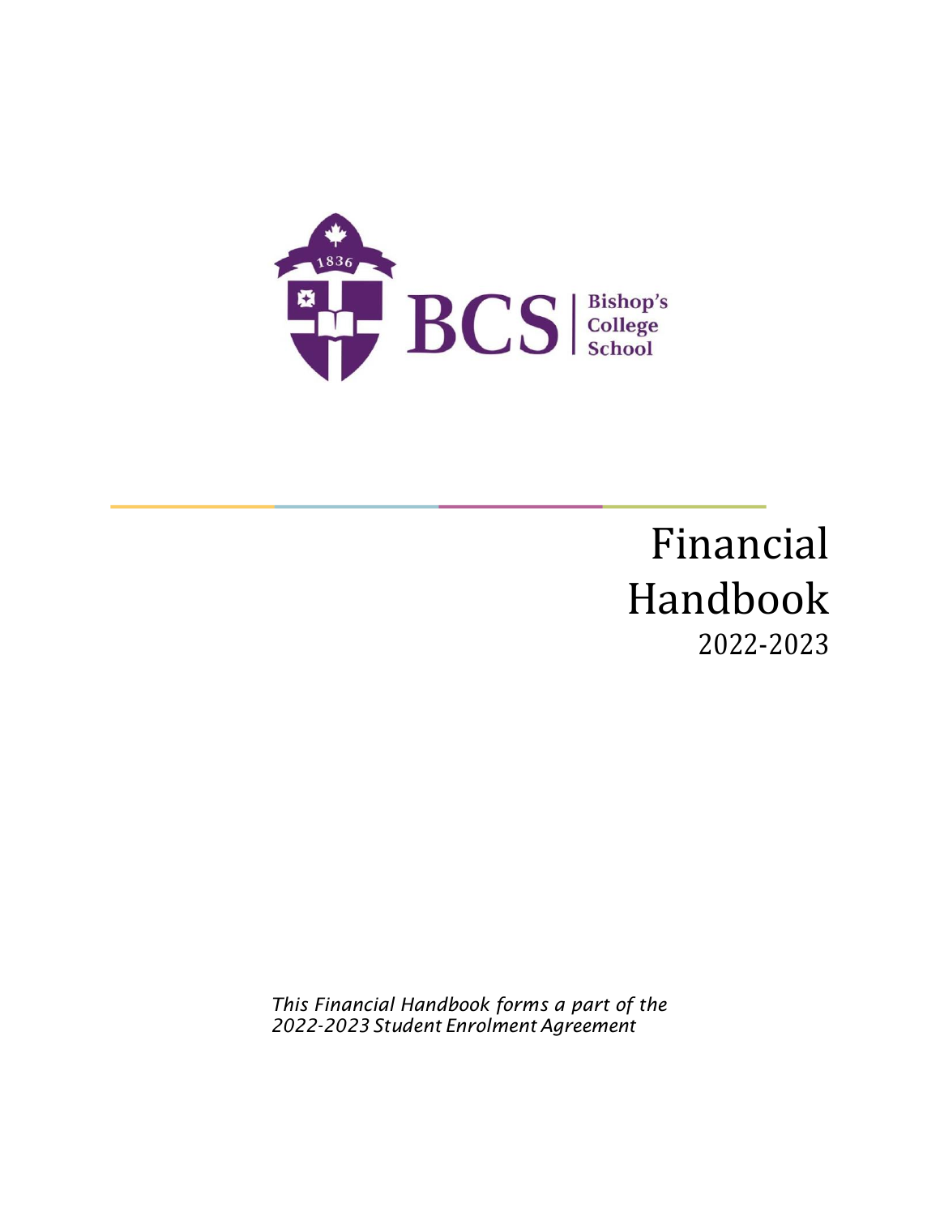BCS | Bishop's College School

1836

# Financial Handbook

2022-2023

*This Financial Handbook forms a part of the 2022-2023 Student Enrolment Agreement*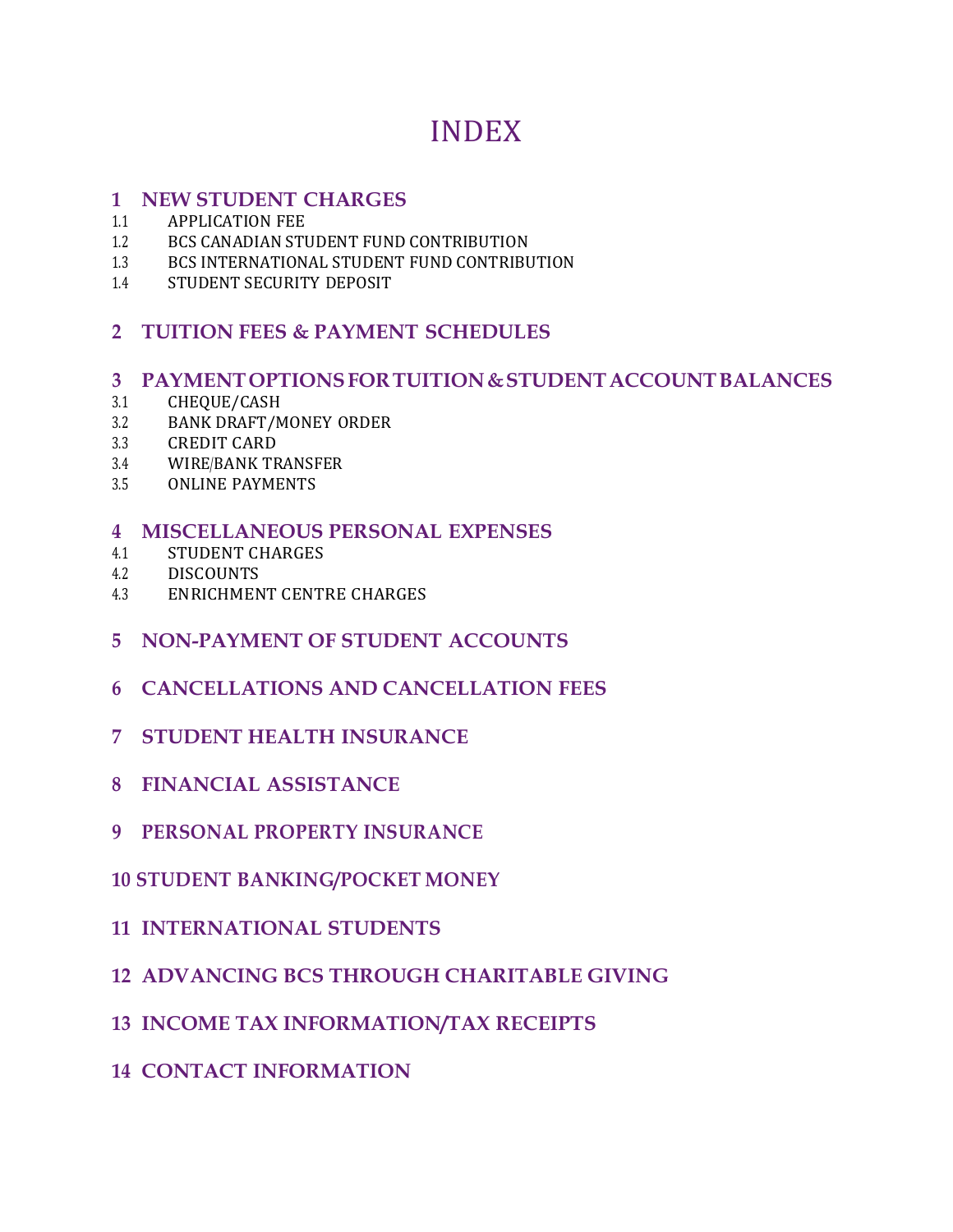# INDEX

## 1 NEW STUDENT CHARGES

1.1 APPLICATION FEE
1.2 BCS CANADIAN STUDENT FUND CONTRIBUTION
1.3 BCS INTERNATIONAL STUDENT FUND CONTRIBUTION
1.4 STUDENT SECURITY DEPOSIT

## 2 TUITION FEES & PAYMENT SCHEDULES

## 3 PAYMENT OPTIONS FOR TUITION & STUDENT ACCOUNT BALANCES

3.1 CHEQUE/CASH
3.2 BANK DRAFT/MONEY ORDER
3.3 CREDIT CARD
3.4 WIRE/BANK TRANSFER
3.5 ONLINE PAYMENTS

## 4 MISCELLANEOUS PERSONAL EXPENSES

4.1 STUDENT CHARGES
4.2 DISCOUNTS
4.3 ENRICHMENT CENTRE CHARGES

## 5 NON-PAYMENT OF STUDENT ACCOUNTS

## 6 CANCELLATIONS AND CANCELLATION FEES

## 7 STUDENT HEALTH INSURANCE

## 8 FINANCIAL ASSISTANCE

## 9 PERSONAL PROPERTY INSURANCE

## 10 STUDENT BANKING/POCKET MONEY

## 11 INTERNATIONAL STUDENTS

## 12 ADVANCING BCS THROUGH CHARITABLE GIVING

## 13 INCOME TAX INFORMATION/TAX RECEIPTS

## 14 CONTACT INFORMATION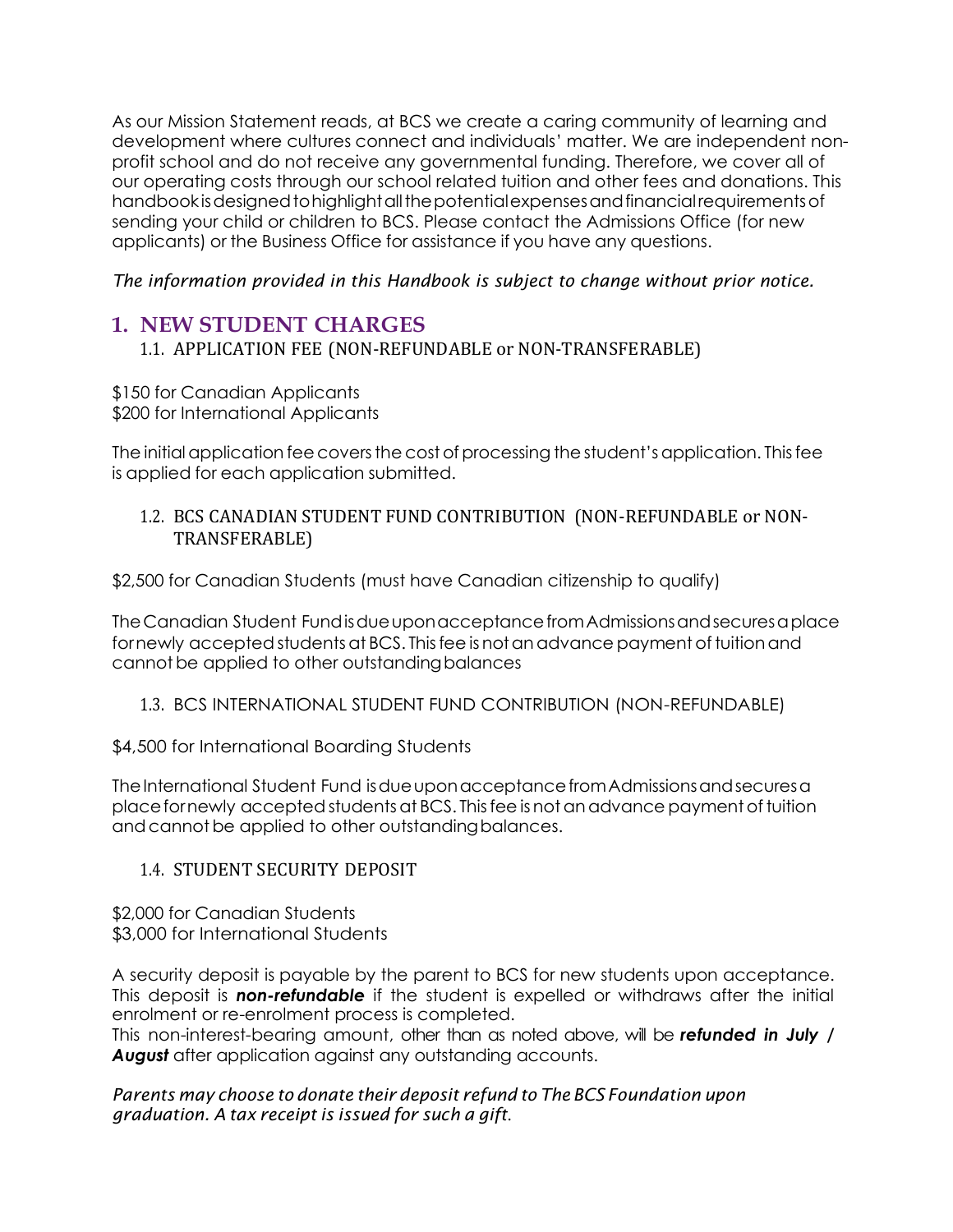As our Mission Statement reads, at BCS we create a caring community of learning and development where cultures connect and individuals' matter. We are independent non-profit school and do not receive any governmental funding. Therefore, we cover all of our operating costs through our school related tuition and other fees and donations. This handbook is designed to highlight all the potential expenses and financial requirements of sending your child or children to BCS. Please contact the Admissions Office (for new applicants) or the Business Office for assistance if you have any questions.

*The information provided in this Handbook is subject to change without prior notice.*

## 1. NEW STUDENT CHARGES

### 1.1. APPLICATION FEE (NON-REFUNDABLE or NON-TRANSFERABLE)

$150 for Canadian Applicants
$200 for International Applicants

The initial application fee covers the cost of processing the student's application. This fee is applied for each application submitted.

### 1.2. BCS CANADIAN STUDENT FUND CONTRIBUTION (NON-REFUNDABLE or NON-TRANSFERABLE)

$2,500 for Canadian Students (must have Canadian citizenship to qualify)

The Canadian Student Fund is due upon acceptance from Admissions and secures a place for newly accepted students at BCS. This fee is not an advance payment of tuition and cannot be applied to other outstanding balances

### 1.3. BCS INTERNATIONAL STUDENT FUND CONTRIBUTION (NON-REFUNDABLE)

$4,500 for International Boarding Students

The International Student Fund is due upon acceptance from Admissions and secures a place for newly accepted students at BCS. This fee is not an advance payment of tuition and cannot be applied to other outstanding balances.

### 1.4. STUDENT SECURITY DEPOSIT

$2,000 for Canadian Students
$3,000 for International Students

A security deposit is payable by the parent to BCS for new students upon acceptance. This deposit is ***non-refundable*** if the student is expelled or withdraws after the initial enrolment or re-enrolment process is completed.
This non-interest-bearing amount, other than as noted above, will be ***refunded in July / August*** after application against any outstanding accounts.

*Parents may choose to donate their deposit refund to The BCS Foundation upon graduation. A tax receipt is issued for such a gift.*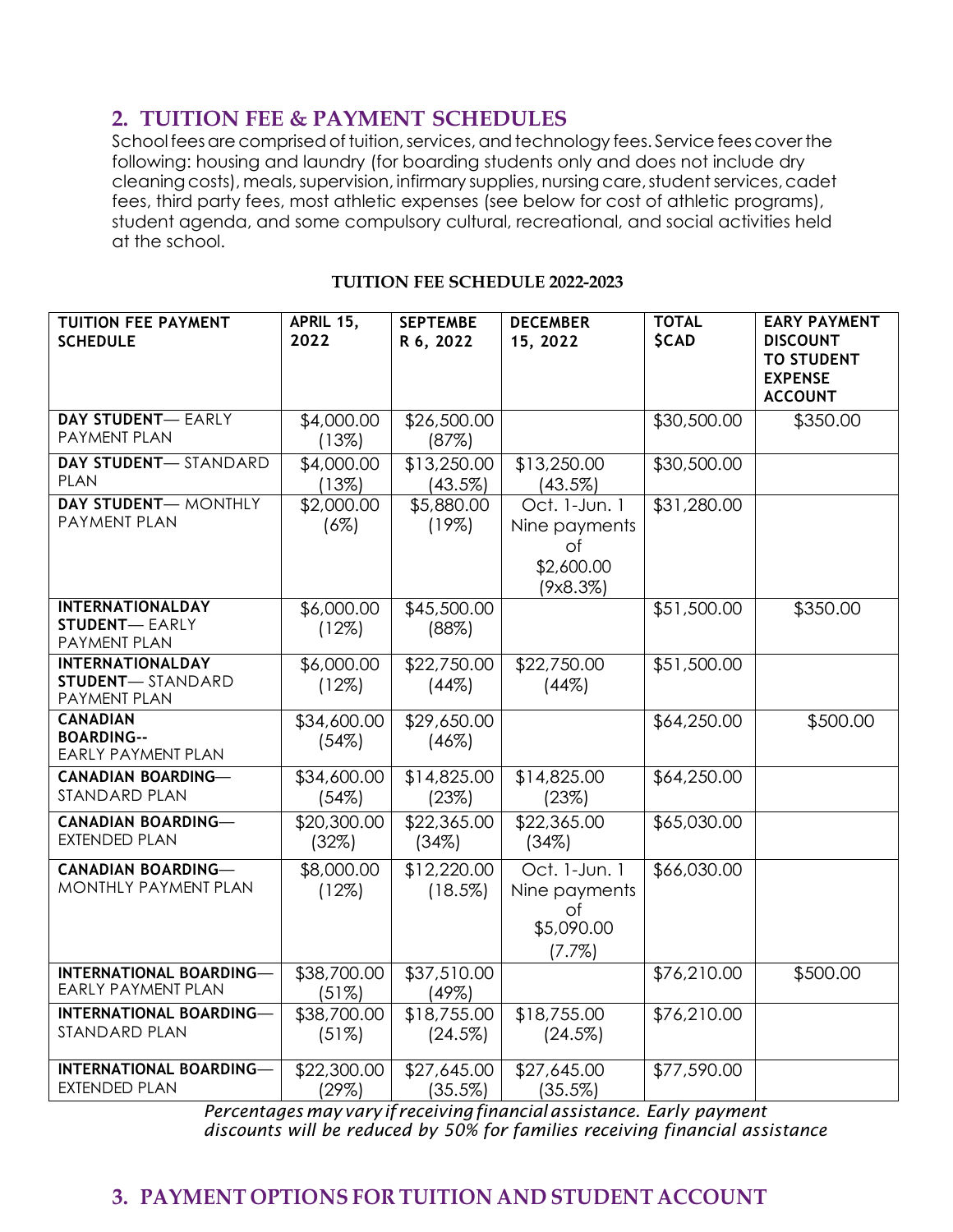## 2. TUITION FEE & PAYMENT SCHEDULES

School fees are comprised of tuition, services, and technology fees. Service fees cover the following: housing and laundry (for boarding students only and does not include dry cleaning costs), meals, supervision, infirmary supplies, nursing care, student services, cadet fees, third party fees, most athletic expenses (see below for cost of athletic programs), student agenda, and some compulsory cultural, recreational, and social activities held at the school.

**TUITION FEE SCHEDULE 2022-2023**

| TUITION FEE PAYMENT SCHEDULE | APRIL 15, 2022 | SEPTEMBE R 6, 2022 | DECEMBER 15, 2022 | TOTAL $CAD | EARY PAYMENT DISCOUNT TO STUDENT EXPENSE ACCOUNT |
|---|---|---|---|---|---|
| **DAY STUDENT**— EARLY PAYMENT PLAN | $4,000.00 (13%) | $26,500.00 (87%) | | $30,500.00 | $350.00 |
| **DAY STUDENT**— STANDARD PLAN | $4,000.00 (13%) | $13,250.00 (43.5%) | $13,250.00 (43.5%) | $30,500.00 | |
| **DAY STUDENT**— MONTHLY PAYMENT PLAN | $2,000.00 (6%) | $5,880.00 (19%) | Oct. 1-Jun. 1 Nine payments of $2,600.00 (9x8.3%) | $31,280.00 | |
| **INTERNATIONALDAY STUDENT**— EARLY PAYMENT PLAN | $6,000.00 (12%) | $45,500.00 (88%) | | $51,500.00 | $350.00 |
| **INTERNATIONALDAY STUDENT**— STANDARD PAYMENT PLAN | $6,000.00 (12%) | $22,750.00 (44%) | $22,750.00 (44%) | $51,500.00 | |
| **CANADIAN BOARDING--** EARLY PAYMENT PLAN | $34,600.00 (54%) | $29,650.00 (46%) | | $64,250.00 | $500.00 |
| **CANADIAN BOARDING**— STANDARD PLAN | $34,600.00 (54%) | $14,825.00 (23%) | $14,825.00 (23%) | $64,250.00 | |
| **CANADIAN BOARDING**— EXTENDED PLAN | $20,300.00 (32%) | $22,365.00 (34%) | $22,365.00 (34%) | $65,030.00 | |
| **CANADIAN BOARDING**— MONTHLY PAYMENT PLAN | $8,000.00 (12%) | $12,220.00 (18.5%) | Oct. 1-Jun. 1 Nine payments of $5,090.00 (7.7%) | $66,030.00 | |
| **INTERNATIONAL BOARDING**— EARLY PAYMENT PLAN | $38,700.00 (51%) | $37,510.00 (49%) | | $76,210.00 | $500.00 |
| **INTERNATIONAL BOARDING**— STANDARD PLAN | $38,700.00 (51%) | $18,755.00 (24.5%) | $18,755.00 (24.5%) | $76,210.00 | |
| **INTERNATIONAL BOARDING**— EXTENDED PLAN | $22,300.00 (29%) | $27,645.00 (35.5%) | $27,645.00 (35.5%) | $77,590.00 | |

*Percentages may vary if receiving financial assistance. Early payment discounts will be reduced by 50% for families receiving financial assistance*

## 3. PAYMENT OPTIONS FOR TUITION AND STUDENT ACCOUNT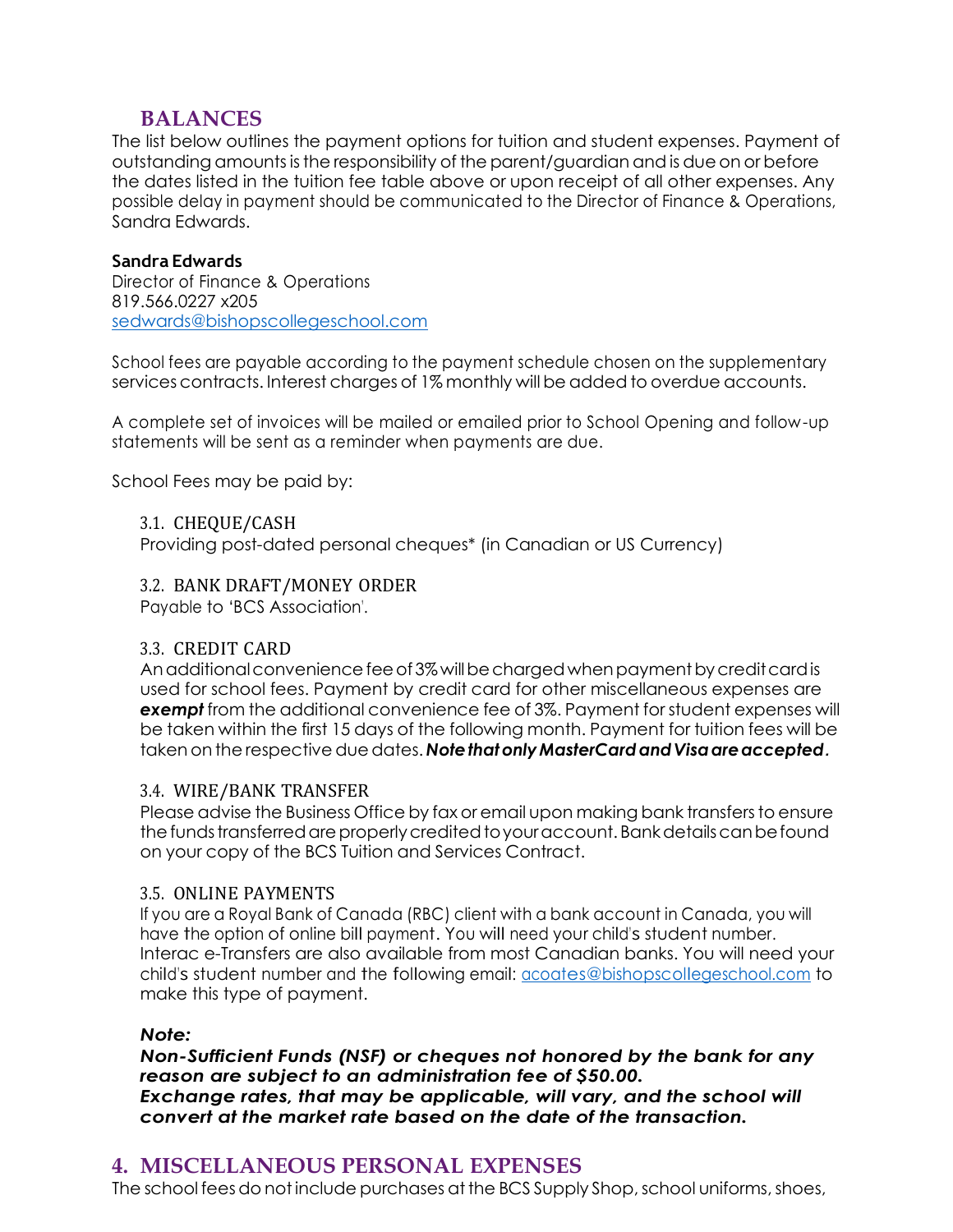## BALANCES

The list below outlines the payment options for tuition and student expenses. Payment of outstanding amounts is the responsibility of the parent/guardian and is due on or before the dates listed in the tuition fee table above or upon receipt of all other expenses. Any possible delay in payment should be communicated to the Director of Finance & Operations, Sandra Edwards.

**Sandra Edwards**
Director of Finance & Operations
819.566.0227 x205
sedwards@bishopscollegeschool.com

School fees are payable according to the payment schedule chosen on the supplementary services contracts. Interest charges of 1% monthly will be added to overdue accounts.

A complete set of invoices will be mailed or emailed prior to School Opening and follow-up statements will be sent as a reminder when payments are due.

School Fees may be paid by:

### 3.1. CHEQUE/CASH

Providing post-dated personal cheques* (in Canadian or US Currency)

### 3.2. BANK DRAFT/MONEY ORDER

Payable to 'BCS Association'.

### 3.3. CREDIT CARD

An additional convenience fee of 3% will be charged when payment by credit card is used for school fees. Payment by credit card for other miscellaneous expenses are ***exempt*** from the additional convenience fee of 3%. Payment for student expenses will be taken within the first 15 days of the following month. Payment for tuition fees will be taken on the respective due dates. ***Note that only MasterCard and Visa are accepted.***

### 3.4. WIRE/BANK TRANSFER

Please advise the Business Office by fax or email upon making bank transfers to ensure the funds transferred are properly credited to your account. Bank details can be found on your copy of the BCS Tuition and Services Contract.

### 3.5. ONLINE PAYMENTS

If you are a Royal Bank of Canada (RBC) client with a bank account in Canada, you will have the option of online bill payment. You will need your child's student number. Interac e-Transfers are also available from most Canadian banks. You will need your child's student number and the following email: acoates@bishopscollegeschool.com to make this type of payment.

***Note:***
***Non-Sufficient Funds (NSF) or cheques not honored by the bank for any reason are subject to an administration fee of $50.00.***
***Exchange rates, that may be applicable, will vary, and the school will convert at the market rate based on the date of the transaction.***

## 4. MISCELLANEOUS PERSONAL EXPENSES

The school fees do not include purchases at the BCS Supply Shop, school uniforms, shoes,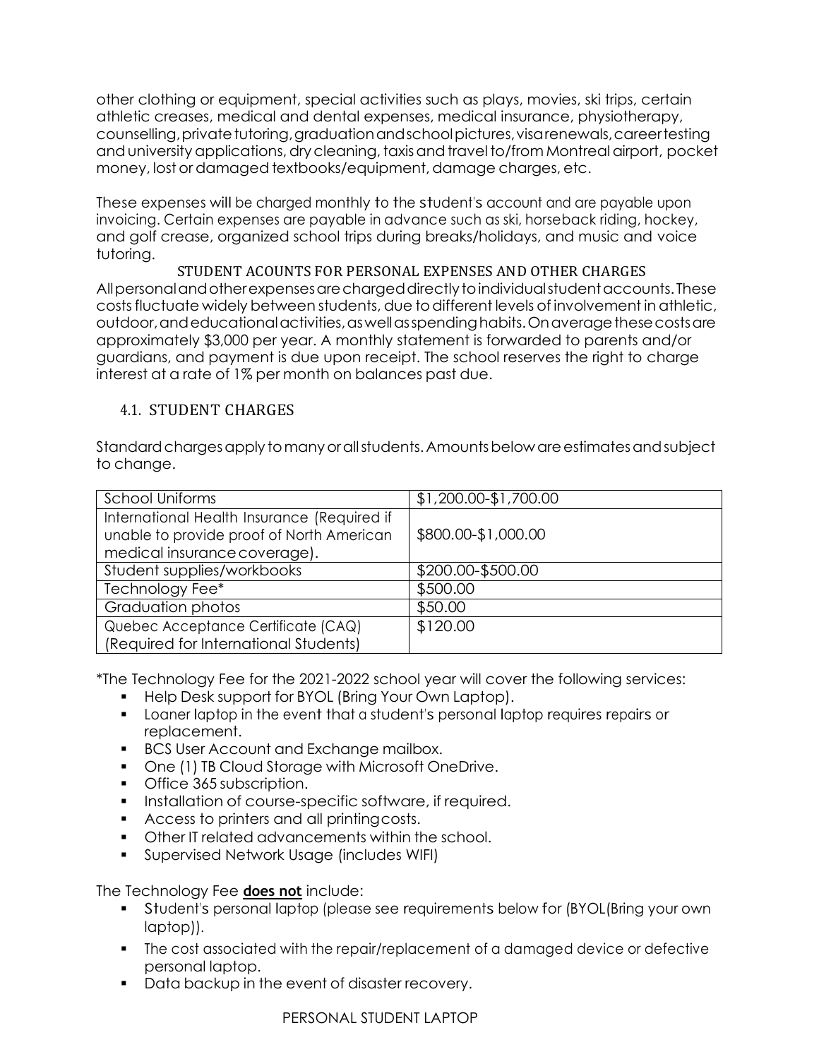other clothing or equipment, special activities such as plays, movies, ski trips, certain athletic creases, medical and dental expenses, medical insurance, physiotherapy, counselling, private tutoring, graduation and school pictures, visa renewals, career testing and university applications, dry cleaning, taxis and travel to/from Montreal airport, pocket money, lost or damaged textbooks/equipment, damage charges, etc.

These expenses will be charged monthly to the student's account and are payable upon invoicing. Certain expenses are payable in advance such as ski, horseback riding, hockey, and golf crease, organized school trips during breaks/holidays, and music and voice tutoring.

### STUDENT ACOUNTS FOR PERSONAL EXPENSES AND OTHER CHARGES

All personal and other expenses are charged directly to individual student accounts. These costs fluctuate widely between students, due to different levels of involvement in athletic, outdoor, and educational activities, as well as spending habits. On average these costs are approximately $3,000 per year. A monthly statement is forwarded to parents and/or guardians, and payment is due upon receipt. The school reserves the right to charge interest at a rate of 1% per month on balances past due.

## 4.1. STUDENT CHARGES

Standard charges apply to many or all students. Amounts below are estimates and subject to change.

| | |
|---|---|
| School Uniforms | $1,200.00-$1,700.00 |
| International Health Insurance (Required if unable to provide proof of North American medical insurance coverage). | $800.00-$1,000.00 |
| Student supplies/workbooks | $200.00-$500.00 |
| Technology Fee* | $500.00 |
| Graduation photos | $50.00 |
| Quebec Acceptance Certificate (CAQ) (Required for International Students) | $120.00 |

*The Technology Fee for the 2021-2022 school year will cover the following services:

- Help Desk support for BYOL (Bring Your Own Laptop).
- Loaner laptop in the event that a student's personal laptop requires repairs or replacement.
- BCS User Account and Exchange mailbox.
- One (1) TB Cloud Storage with Microsoft OneDrive.
- Office 365 subscription.
- Installation of course-specific software, if required.
- Access to printers and all printing costs.
- Other IT related advancements within the school.
- Supervised Network Usage (includes WIFI)

The Technology Fee **does not** include:

- Student's personal laptop (please see requirements below for (BYOL(Bring your own laptop)).
- The cost associated with the repair/replacement of a damaged device or defective personal laptop.
- Data backup in the event of disaster recovery.

### PERSONAL STUDENT LAPTOP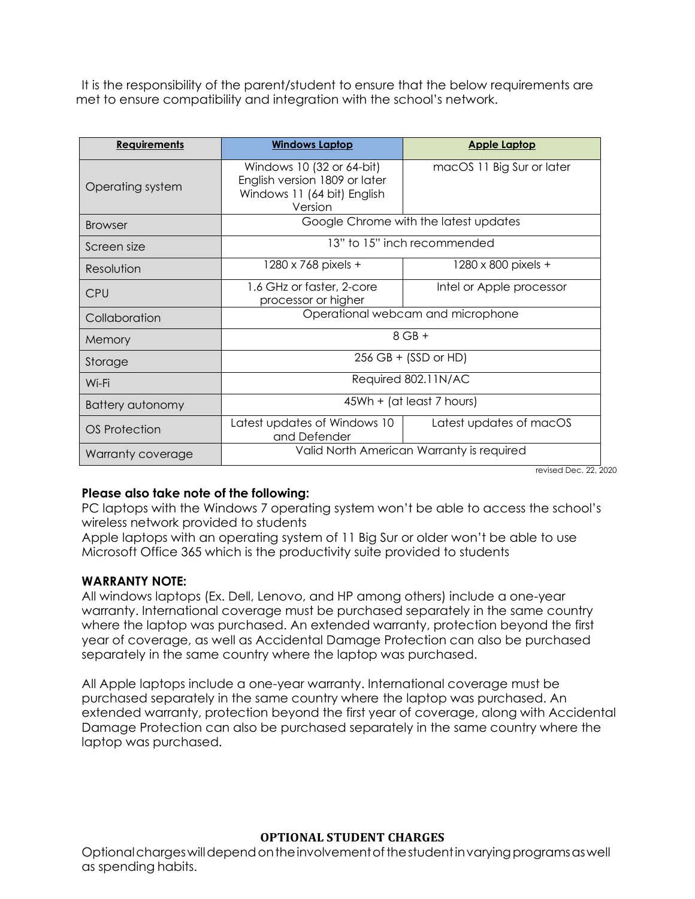It is the responsibility of the parent/student to ensure that the below requirements are met to ensure compatibility and integration with the school's network.

| **Requirements** | **Windows Laptop** | **Apple Laptop** |
|---|---|---|
| Operating system | Windows 10 (32 or 64-bit) English version 1809 or later Windows 11 (64 bit) English Version | macOS 11 Big Sur or later |
| Browser | Google Chrome with the latest updates | |
| Screen size | 13" to 15" inch recommended | |
| Resolution | 1280 x 768 pixels + | 1280 x 800 pixels + |
| CPU | 1.6 GHz or faster, 2-core processor or higher | Intel or Apple processor |
| Collaboration | Operational webcam and microphone | |
| Memory | 8 GB + | |
| Storage | 256 GB + (SSD or HD) | |
| Wi-Fi | Required 802.11N/AC | |
| Battery autonomy | 45Wh + (at least 7 hours) | |
| OS Protection | Latest updates of Windows 10 and Defender | Latest updates of macOS |
| Warranty coverage | Valid North American Warranty is required | |

revised Dec. 22, 2020

**Please also take note of the following:**

PC laptops with the Windows 7 operating system won't be able to access the school's wireless network provided to students

Apple laptops with an operating system of 11 Big Sur or older won't be able to use Microsoft Office 365 which is the productivity suite provided to students

**WARRANTY NOTE:**

All windows laptops (Ex. Dell, Lenovo, and HP among others) include a one-year warranty. International coverage must be purchased separately in the same country where the laptop was purchased. An extended warranty, protection beyond the first year of coverage, as well as Accidental Damage Protection can also be purchased separately in the same country where the laptop was purchased.

All Apple laptops include a one-year warranty. International coverage must be purchased separately in the same country where the laptop was purchased. An extended warranty, protection beyond the first year of coverage, along with Accidental Damage Protection can also be purchased separately in the same country where the laptop was purchased.

## OPTIONAL STUDENT CHARGES

Optional charges will depend on the involvement of the student in varying programs as well as spending habits.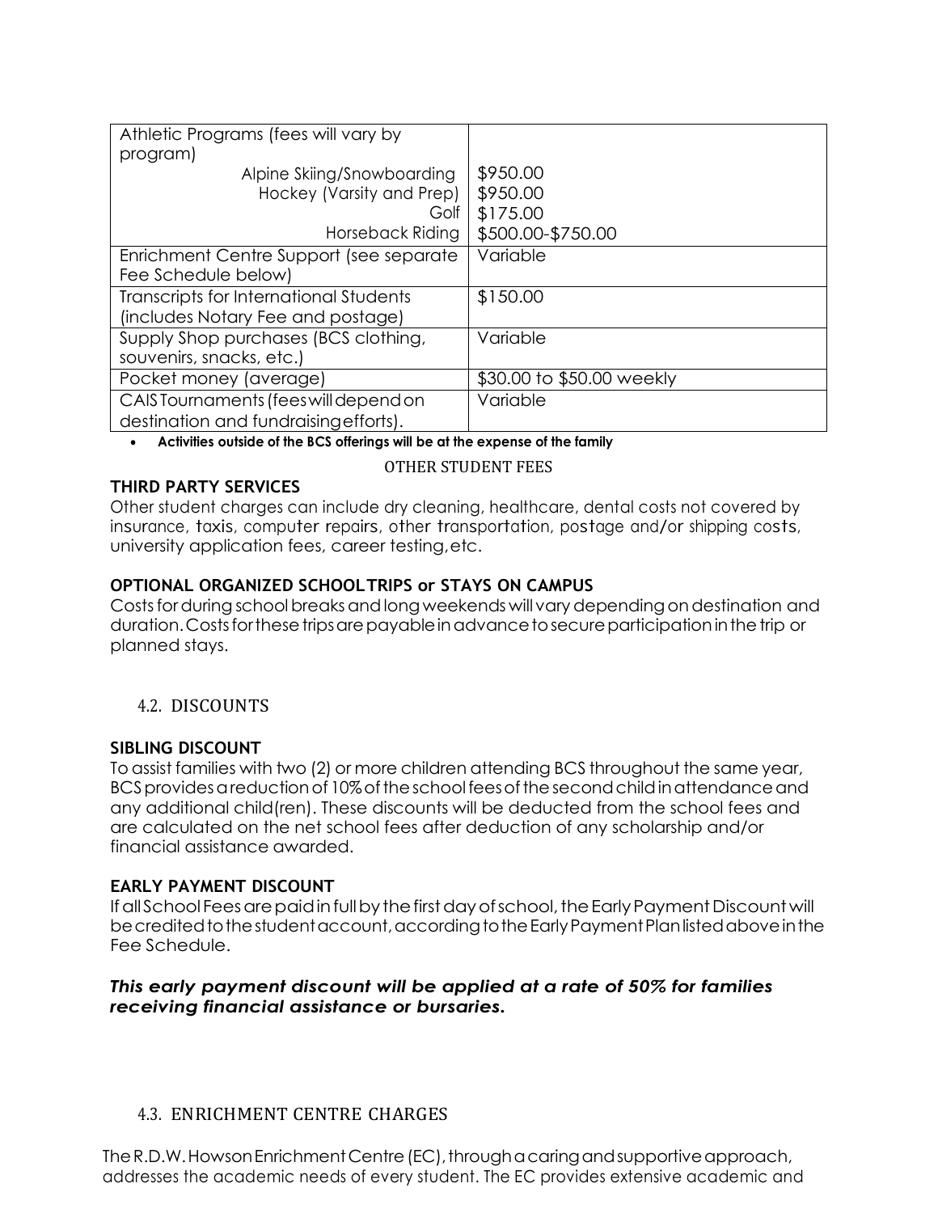| Athletic Programs (fees will vary by program) | |
|---|---|
| Alpine Skiing/Snowboarding | $950.00 |
| Hockey (Varsity and Prep) | $950.00 |
| Golf | $175.00 |
| Horseback Riding | $500.00-$750.00 |
| Enrichment Centre Support (see separate Fee Schedule below) | Variable |
| Transcripts for International Students (includes Notary Fee and postage) | $150.00 |
| Supply Shop purchases (BCS clothing, souvenirs, snacks, etc.) | Variable |
| Pocket money (average) | $30.00 to $50.00 weekly |
| CAIS Tournaments (fees will depend on destination and fundraising efforts). | Variable |

- **Activities outside of the BCS offerings will be at the expense of the family**

OTHER STUDENT FEES

**THIRD PARTY SERVICES**

Other student charges can include dry cleaning, healthcare, dental costs not covered by insurance, taxis, computer repairs, other transportation, postage and/or shipping costs, university application fees, career testing, etc.

**OPTIONAL ORGANIZED SCHOOL TRIPS or STAYS ON CAMPUS**

Costs for during school breaks and long weekends will vary depending on destination and duration. Costs for these trips are payable in advance to secure participation in the trip or planned stays.

## 4.2. DISCOUNTS

**SIBLING DISCOUNT**

To assist families with two (2) or more children attending BCS throughout the same year, BCS provides a reduction of 10% of the school fees of the second child in attendance and any additional child(ren). These discounts will be deducted from the school fees and are calculated on the net school fees after deduction of any scholarship and/or financial assistance awarded.

**EARLY PAYMENT DISCOUNT**

If all School Fees are paid in full by the first day of school, the Early Payment Discount will be credited to the student account, according to the Early Payment Plan listed above in the Fee Schedule.

***This early payment discount will be applied at a rate of 50% for families receiving financial assistance or bursaries.***

## 4.3. ENRICHMENT CENTRE CHARGES

The R.D.W. Howson Enrichment Centre (EC), through a caring and supportive approach, addresses the academic needs of every student. The EC provides extensive academic and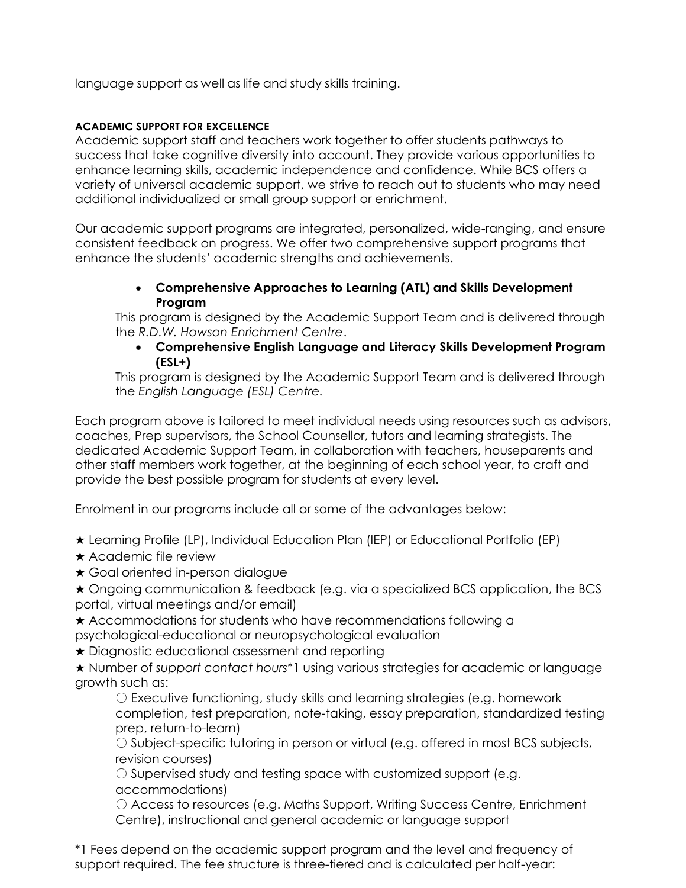language support as well as life and study skills training.

**ACADEMIC SUPPORT FOR EXCELLENCE**

Academic support staff and teachers work together to offer students pathways to success that take cognitive diversity into account. They provide various opportunities to enhance learning skills, academic independence and confidence. While BCS offers a variety of universal academic support, we strive to reach out to students who may need additional individualized or small group support or enrichment.

Our academic support programs are integrated, personalized, wide-ranging, and ensure consistent feedback on progress. We offer two comprehensive support programs that enhance the students' academic strengths and achievements.

- **Comprehensive Approaches to Learning (ATL) and Skills Development Program**

This program is designed by the Academic Support Team and is delivered through the *R.D.W. Howson Enrichment Centre*.

- **Comprehensive English Language and Literacy Skills Development Program (ESL+)**

This program is designed by the Academic Support Team and is delivered through the *English Language (ESL) Centre*.

Each program above is tailored to meet individual needs using resources such as advisors, coaches, Prep supervisors, the School Counsellor, tutors and learning strategists. The dedicated Academic Support Team, in collaboration with teachers, houseparents and other staff members work together, at the beginning of each school year, to craft and provide the best possible program for students at every level.

Enrolment in our programs include all or some of the advantages below:

★ Learning Profile (LP), Individual Education Plan (IEP) or Educational Portfolio (EP)
★ Academic file review
★ Goal oriented in-person dialogue
★ Ongoing communication & feedback (e.g. via a specialized BCS application, the BCS portal, virtual meetings and/or email)
★ Accommodations for students who have recommendations following a psychological-educational or neuropsychological evaluation
★ Diagnostic educational assessment and reporting
★ Number of *support contact hours*\*1 using various strategies for academic or language growth such as:

○ Executive functioning, study skills and learning strategies (e.g. homework completion, test preparation, note-taking, essay preparation, standardized testing prep, return-to-learn)
○ Subject-specific tutoring in person or virtual (e.g. offered in most BCS subjects, revision courses)
○ Supervised study and testing space with customized support (e.g. accommodations)
○ Access to resources (e.g. Maths Support, Writing Success Centre, Enrichment Centre), instructional and general academic or language support

\*1 Fees depend on the academic support program and the level and frequency of support required. The fee structure is three-tiered and is calculated per half-year: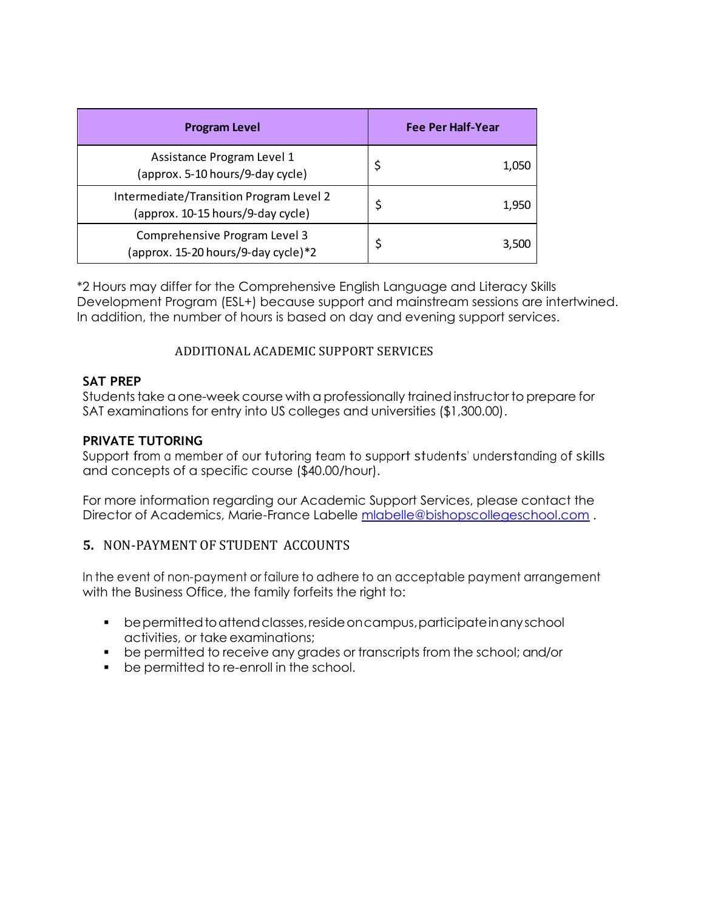| Program Level | Fee Per Half-Year |
|---|---|
| Assistance Program Level 1<br>(approx. 5-10 hours/9-day cycle) | $ 1,050 |
| Intermediate/Transition Program Level 2<br>(approx. 10-15 hours/9-day cycle) | $ 1,950 |
| Comprehensive Program Level 3<br>(approx. 15-20 hours/9-day cycle)*2 | $ 3,500 |

*2 Hours may differ for the Comprehensive English Language and Literacy Skills Development Program (ESL+) because support and mainstream sessions are intertwined. In addition, the number of hours is based on day and evening support services.

### ADDITIONAL ACADEMIC SUPPORT SERVICES

**SAT PREP**

Students take a one-week course with a professionally trained instructor to prepare for SAT examinations for entry into US colleges and universities ($1,300.00).

**PRIVATE TUTORING**

Support from a member of our tutoring team to support students' understanding of skills and concepts of a specific course ($40.00/hour).

For more information regarding our Academic Support Services, please contact the Director of Academics, Marie-France Labelle [mlabelle@bishopscollegeschool.com](mailto:mlabelle@bishopscollegeschool.com) .

## 5. NON-PAYMENT OF STUDENT ACCOUNTS

In the event of non-payment or failure to adhere to an acceptable payment arrangement with the Business Office, the family forfeits the right to:

- be permitted to attend classes, reside on campus, participate in any school activities, or take examinations;
- be permitted to receive any grades or transcripts from the school; and/or
- be permitted to re-enroll in the school.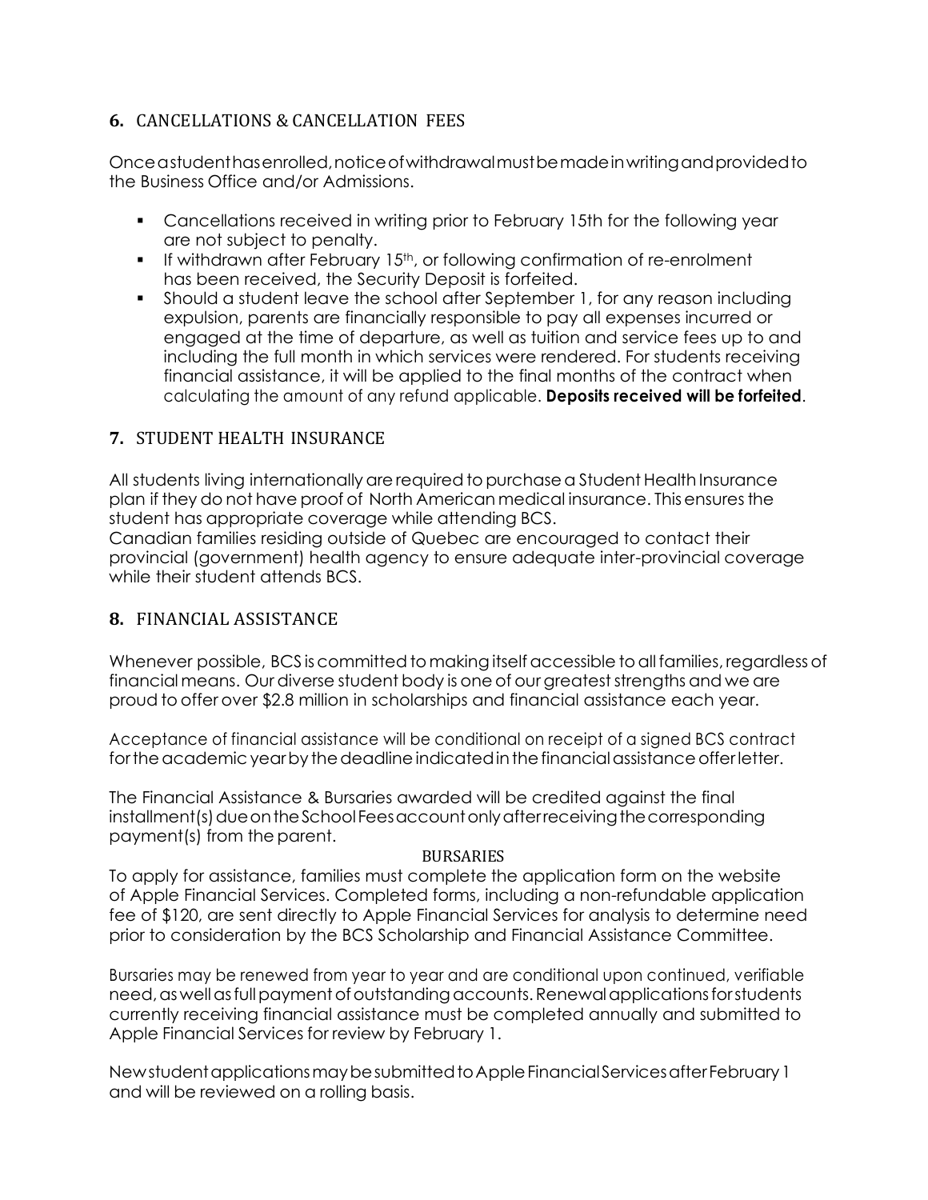## 6. CANCELLATIONS & CANCELLATION FEES

Once a student has enrolled, notice of withdrawal must be made in writing and provided to the Business Office and/or Admissions.

- Cancellations received in writing prior to February 15th for the following year are not subject to penalty.
- If withdrawn after February 15th, or following confirmation of re-enrolment has been received, the Security Deposit is forfeited.
- Should a student leave the school after September 1, for any reason including expulsion, parents are financially responsible to pay all expenses incurred or engaged at the time of departure, as well as tuition and service fees up to and including the full month in which services were rendered. For students receiving financial assistance, it will be applied to the final months of the contract when calculating the amount of any refund applicable. **Deposits received will be forfeited**.

## 7. STUDENT HEALTH INSURANCE

All students living internationally are required to purchase a Student Health Insurance plan if they do not have proof of North American medical insurance. This ensures the student has appropriate coverage while attending BCS.
Canadian families residing outside of Quebec are encouraged to contact their provincial (government) health agency to ensure adequate inter-provincial coverage while their student attends BCS.

## 8. FINANCIAL ASSISTANCE

Whenever possible, BCS is committed to making itself accessible to all families, regardless of financial means. Our diverse student body is one of our greatest strengths and we are proud to offer over $2.8 million in scholarships and financial assistance each year.

Acceptance of financial assistance will be conditional on receipt of a signed BCS contract for the academic year by the deadline indicated in the financial assistance offer letter.

The Financial Assistance & Bursaries awarded will be credited against the final installment(s) due on the School Fees account only after receiving the corresponding payment(s) from the parent.

### BURSARIES

To apply for assistance, families must complete the application form on the website of Apple Financial Services. Completed forms, including a non-refundable application fee of $120, are sent directly to Apple Financial Services for analysis to determine need prior to consideration by the BCS Scholarship and Financial Assistance Committee.

Bursaries may be renewed from year to year and are conditional upon continued, verifiable need, as well as full payment of outstanding accounts. Renewal applications for students currently receiving financial assistance must be completed annually and submitted to Apple Financial Services for review by February 1.

New student applications may be submitted to Apple Financial Services after February 1 and will be reviewed on a rolling basis.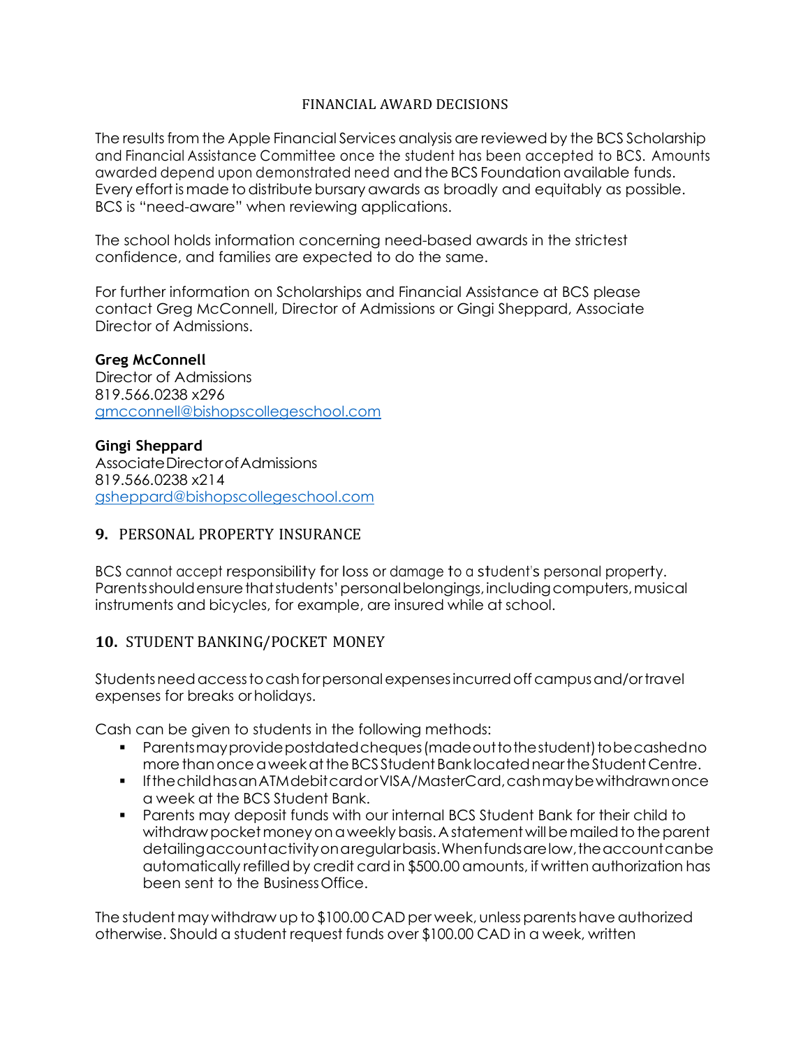### FINANCIAL AWARD DECISIONS

The results from the Apple Financial Services analysis are reviewed by the BCS Scholarship and Financial Assistance Committee once the student has been accepted to BCS. Amounts awarded depend upon demonstrated need and the BCS Foundation available funds. Every effort is made to distribute bursary awards as broadly and equitably as possible. BCS is "need-aware" when reviewing applications.

The school holds information concerning need-based awards in the strictest confidence, and families are expected to do the same.

For further information on Scholarships and Financial Assistance at BCS please contact Greg McConnell, Director of Admissions or Gingi Sheppard, Associate Director of Admissions.

**Greg McConnell**
Director of Admissions
819.566.0238 x296
gmcconnell@bishopscollegeschool.com

**Gingi Sheppard**
Associate Director of Admissions
819.566.0238 x214
gsheppard@bishopscollegeschool.com

## 9. PERSONAL PROPERTY INSURANCE

BCS cannot accept responsibility for loss or damage to a student's personal property. Parents should ensure that students' personal belongings, including computers, musical instruments and bicycles, for example, are insured while at school.

## 10. STUDENT BANKING/POCKET MONEY

Students need access to cash for personal expenses incurred off campus and/or travel expenses for breaks or holidays.

Cash can be given to students in the following methods:

- Parents may provide postdated cheques (made out to the student) to be cashed no more than once a week at the BCS Student Bank located near the Student Centre.
- If the child has an ATM debit card or VISA/MasterCard, cash may be withdrawn once a week at the BCS Student Bank.
- Parents may deposit funds with our internal BCS Student Bank for their child to withdraw pocket money on a weekly basis. A statement will be mailed to the parent detailing account activity on a regular basis. When funds are low, the account can be automatically refilled by credit card in $500.00 amounts, if written authorization has been sent to the Business Office.

The student may withdraw up to $100.00 CAD per week, unless parents have authorized otherwise. Should a student request funds over $100.00 CAD in a week, written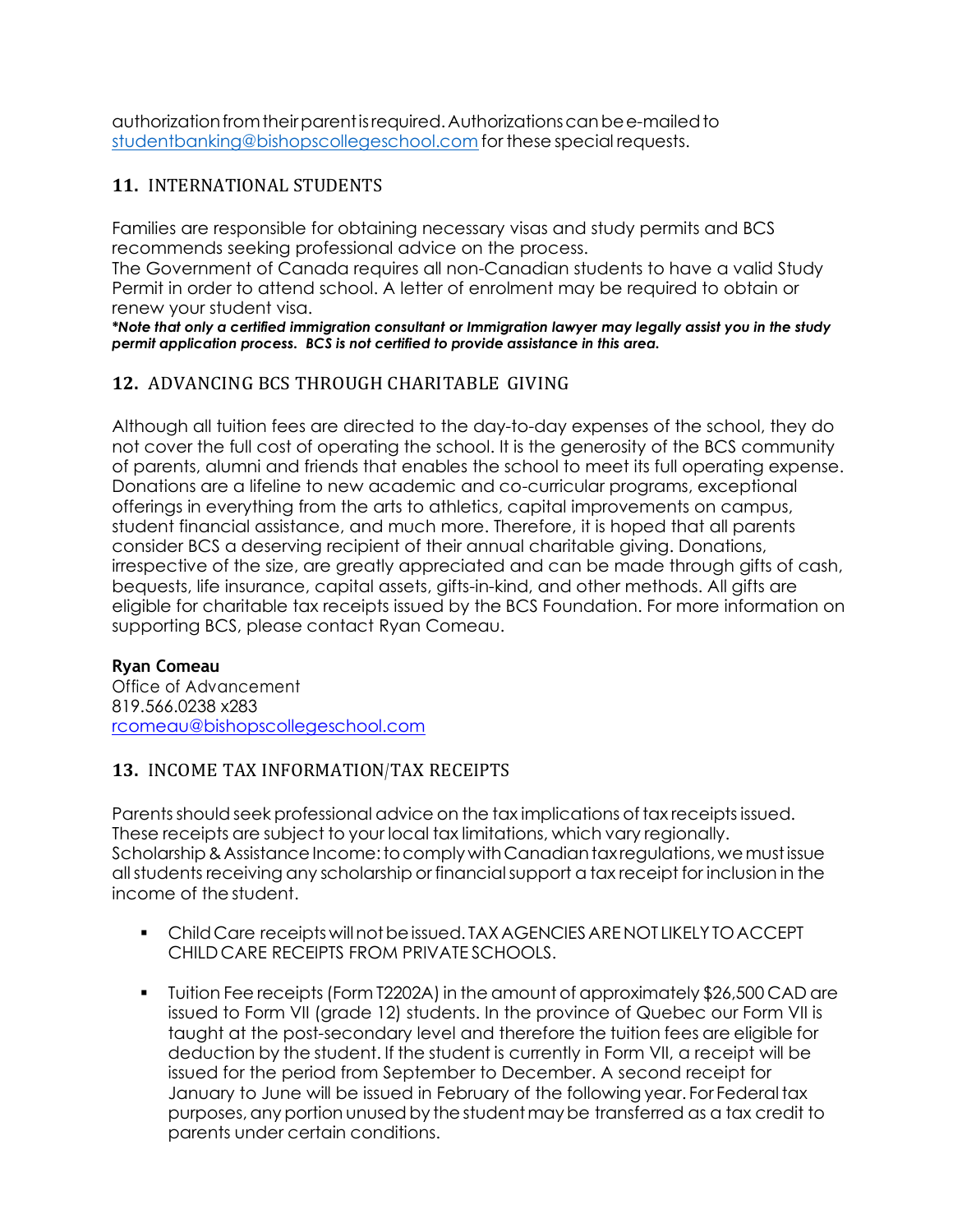authorization from their parent is required. Authorizations can be e-mailed to studentbanking@bishopscollegeschool.com for these special requests.

## 11. INTERNATIONAL STUDENTS

Families are responsible for obtaining necessary visas and study permits and BCS recommends seeking professional advice on the process.
The Government of Canada requires all non-Canadian students to have a valid Study Permit in order to attend school. A letter of enrolment may be required to obtain or renew your student visa.
***Note that only a certified immigration consultant or Immigration lawyer may legally assist you in the study permit application process. BCS is not certified to provide assistance in this area.***

## 12. ADVANCING BCS THROUGH CHARITABLE GIVING

Although all tuition fees are directed to the day-to-day expenses of the school, they do not cover the full cost of operating the school. It is the generosity of the BCS community of parents, alumni and friends that enables the school to meet its full operating expense. Donations are a lifeline to new academic and co-curricular programs, exceptional offerings in everything from the arts to athletics, capital improvements on campus, student financial assistance, and much more. Therefore, it is hoped that all parents consider BCS a deserving recipient of their annual charitable giving. Donations, irrespective of the size, are greatly appreciated and can be made through gifts of cash, bequests, life insurance, capital assets, gifts-in-kind, and other methods. All gifts are eligible for charitable tax receipts issued by the BCS Foundation. For more information on supporting BCS, please contact Ryan Comeau.

**Ryan Comeau**
Office of Advancement
819.566.0238 x283
rcomeau@bishopscollegeschool.com

## 13. INCOME TAX INFORMATION/TAX RECEIPTS

Parents should seek professional advice on the tax implications of tax receipts issued. These receipts are subject to your local tax limitations, which vary regionally.
Scholarship & Assistance Income: to comply with Canadian tax regulations, we must issue all students receiving any scholarship or financial support a tax receipt for inclusion in the income of the student.

- Child Care receipts will not be issued. TAX AGENCIES ARE NOT LIKELY TO ACCEPT CHILD CARE RECEIPTS FROM PRIVATE SCHOOLS.
- Tuition Fee receipts (Form T2202A) in the amount of approximately $26,500 CAD are issued to Form VII (grade 12) students. In the province of Quebec our Form VII is taught at the post-secondary level and therefore the tuition fees are eligible for deduction by the student. If the student is currently in Form VII, a receipt will be issued for the period from September to December. A second receipt for January to June will be issued in February of the following year. For Federal tax purposes, any portion unused by the student may be transferred as a tax credit to parents under certain conditions.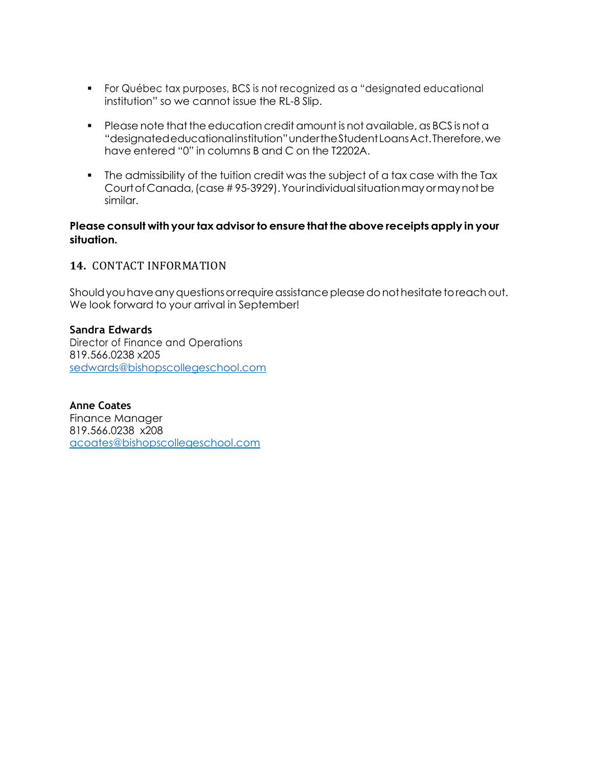- For Québec tax purposes, BCS is not recognized as a "designated educational institution" so we cannot issue the RL-8 Slip.

- Please note that the education credit amount is not available, as BCS is not a "designated educational institution" under the Student Loans Act. Therefore, we have entered "0" in columns B and C on the T2202A.

- The admissibility of the tuition credit was the subject of a tax case with the Tax Court of Canada, (case # 95-3929). Your individual situation may or may not be similar.

**Please consult with your tax advisor to ensure that the above receipts apply in your situation.**

## 14. CONTACT INFORMATION

Should you have any questions or require assistance please do not hesitate to reach out. We look forward to your arrival in September!

**Sandra Edwards**
Director of Finance and Operations
819.566.0238 x205
sedwards@bishopscollegeschool.com

**Anne Coates**
Finance Manager
819.566.0238 x208
acoates@bishopscollegeschool.com